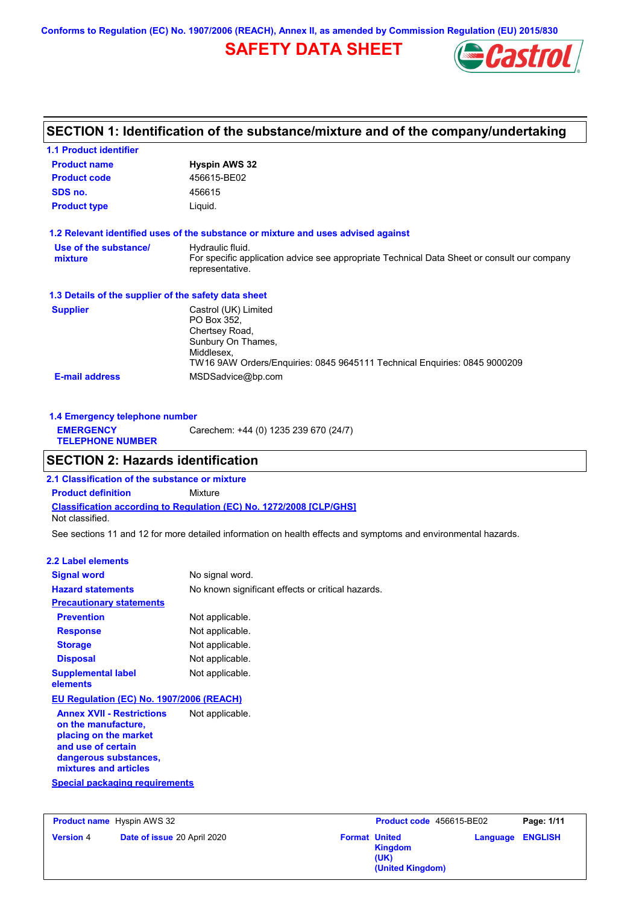Conforms to Regulation (EC) No. 1907/2006 (REACH), Annex II, as amended by Commission Regulation (EU) 2015/830

# SAFETY DATA SHEET

## SECTION 1: Identification of the substance/mixture and of the company/undertaking

### 1.1 Product identifier

| | |
|---|---|
| **Product name** | **Hyspin AWS 32** |
| **Product code** | 456615-BE02 |
| **SDS no.** | 456615 |
| **Product type** | Liquid. |

### 1.2 Relevant identified uses of the substance or mixture and uses advised against

| | |
|---|---|
| **Use of the substance/ mixture** | Hydraulic fluid. For specific application advice see appropriate Technical Data Sheet or consult our company representative. |

### 1.3 Details of the supplier of the safety data sheet

| | |
|---|---|
| **Supplier** | Castrol (UK) Limited<br>PO Box 352,<br>Chertsey Road,<br>Sunbury On Thames,<br>Middlesex,<br>TW16 9AW Orders/Enquiries: 0845 9645111 Technical Enquiries: 0845 9000209 |
| **E-mail address** | MSDSadvice@bp.com |

### 1.4 Emergency telephone number

| | |
|---|---|
| **EMERGENCY TELEPHONE NUMBER** | Carechem: +44 (0) 1235 239 670 (24/7) |

## SECTION 2: Hazards identification

### 2.1 Classification of the substance or mixture

**Product definition** Mixture

**Classification according to Regulation (EC) No. 1272/2008 [CLP/GHS]**

Not classified.

See sections 11 and 12 for more detailed information on health effects and symptoms and environmental hazards.

### 2.2 Label elements

| | |
|---|---|
| **Signal word** | No signal word. |
| **Hazard statements** | No known significant effects or critical hazards. |

**Precautionary statements**

| | |
|---|---|
| **Prevention** | Not applicable. |
| **Response** | Not applicable. |
| **Storage** | Not applicable. |
| **Disposal** | Not applicable. |
| **Supplemental label elements** | Not applicable. |

**EU Regulation (EC) No. 1907/2006 (REACH)**

| | |
|---|---|
| **Annex XVII - Restrictions on the manufacture, placing on the market and use of certain dangerous substances, mixtures and articles** | Not applicable. |

**Special packaging requirements**

| | | | |
|---|---|---|---|
| **Product name** Hyspin AWS 32 | | **Product code** 456615-BE02 | |
| **Version** 4 | **Date of issue** 20 April 2020 | **Format** United Kingdom (UK) (United Kingdom) | **Language** ENGLISH |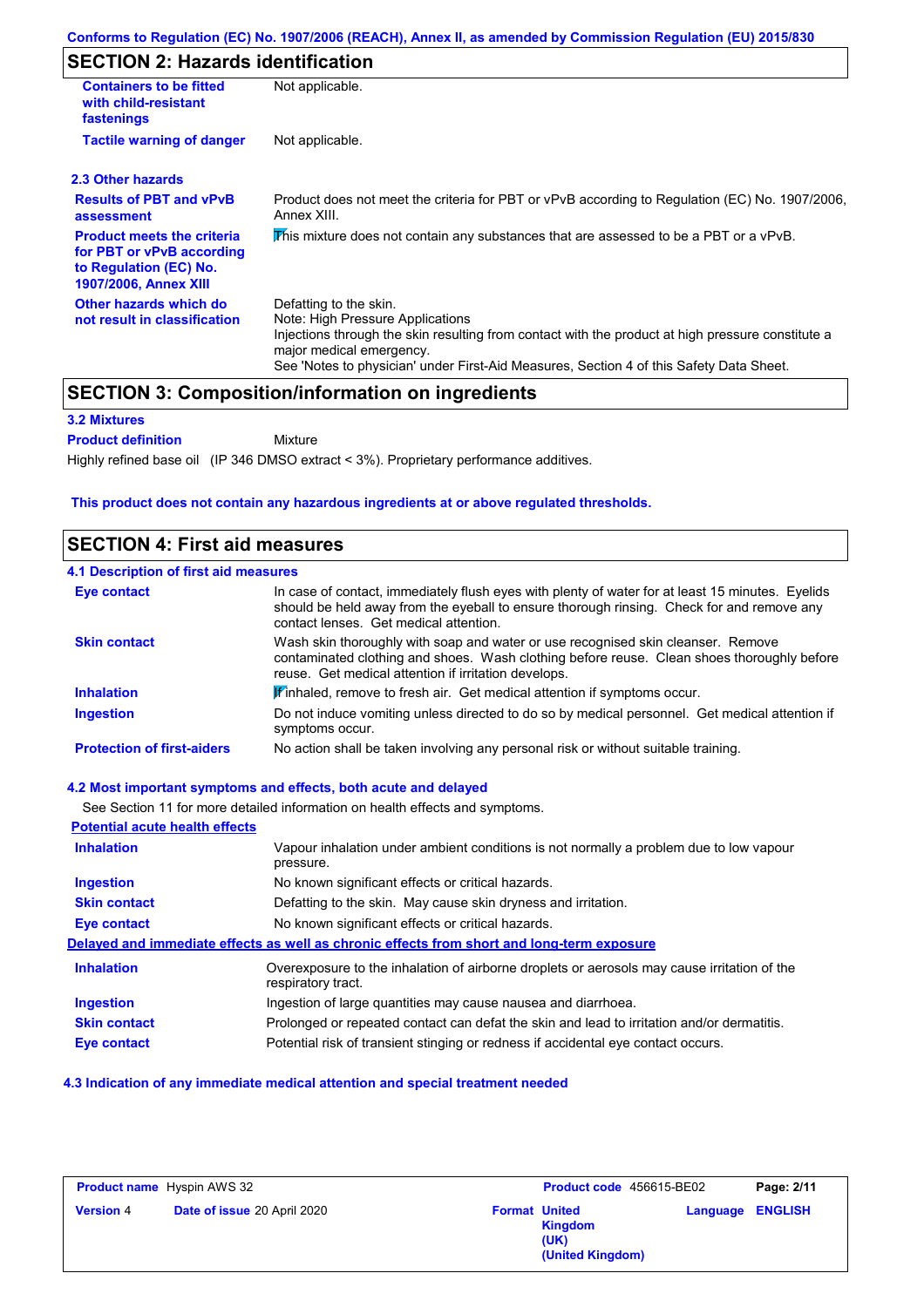## SECTION 2: Hazards identification

| | |
|---|---|
| **Containers to be fitted with child-resistant fastenings** | Not applicable. |
| **Tactile warning of danger** | Not applicable. |

### 2.3 Other hazards

| | |
|---|---|
| **Results of PBT and vPvB assessment** | Product does not meet the criteria for PBT or vPvB according to Regulation (EC) No. 1907/2006, Annex XIII. |
| **Product meets the criteria for PBT or vPvB according to Regulation (EC) No. 1907/2006, Annex XIII** | This mixture does not contain any substances that are assessed to be a PBT or a vPvB. |
| **Other hazards which do not result in classification** | Defatting to the skin.<br>Note: High Pressure Applications<br>Injections through the skin resulting from contact with the product at high pressure constitute a major medical emergency.<br>See 'Notes to physician' under First-Aid Measures, Section 4 of this Safety Data Sheet. |

## SECTION 3: Composition/information on ingredients

### 3.2 Mixtures

**Product definition** Mixture

Highly refined base oil (IP 346 DMSO extract < 3%). Proprietary performance additives.

**This product does not contain any hazardous ingredients at or above regulated thresholds.**

## SECTION 4: First aid measures

### 4.1 Description of first aid measures

| | |
|---|---|
| **Eye contact** | In case of contact, immediately flush eyes with plenty of water for at least 15 minutes. Eyelids should be held away from the eyeball to ensure thorough rinsing. Check for and remove any contact lenses. Get medical attention. |
| **Skin contact** | Wash skin thoroughly with soap and water or use recognised skin cleanser. Remove contaminated clothing and shoes. Wash clothing before reuse. Clean shoes thoroughly before reuse. Get medical attention if irritation develops. |
| **Inhalation** | If inhaled, remove to fresh air. Get medical attention if symptoms occur. |
| **Ingestion** | Do not induce vomiting unless directed to do so by medical personnel. Get medical attention if symptoms occur. |
| **Protection of first-aiders** | No action shall be taken involving any personal risk or without suitable training. |

### 4.2 Most important symptoms and effects, both acute and delayed

See Section 11 for more detailed information on health effects and symptoms.

**Potential acute health effects**

| | |
|---|---|
| **Inhalation** | Vapour inhalation under ambient conditions is not normally a problem due to low vapour pressure. |
| **Ingestion** | No known significant effects or critical hazards. |
| **Skin contact** | Defatting to the skin. May cause skin dryness and irritation. |
| **Eye contact** | No known significant effects or critical hazards. |

**Delayed and immediate effects as well as chronic effects from short and long-term exposure**

| | |
|---|---|
| **Inhalation** | Overexposure to the inhalation of airborne droplets or aerosols may cause irritation of the respiratory tract. |
| **Ingestion** | Ingestion of large quantities may cause nausea and diarrhoea. |
| **Skin contact** | Prolonged or repeated contact can defat the skin and lead to irritation and/or dermatitis. |
| **Eye contact** | Potential risk of transient stinging or redness if accidental eye contact occurs. |

### 4.3 Indication of any immediate medical attention and special treatment needed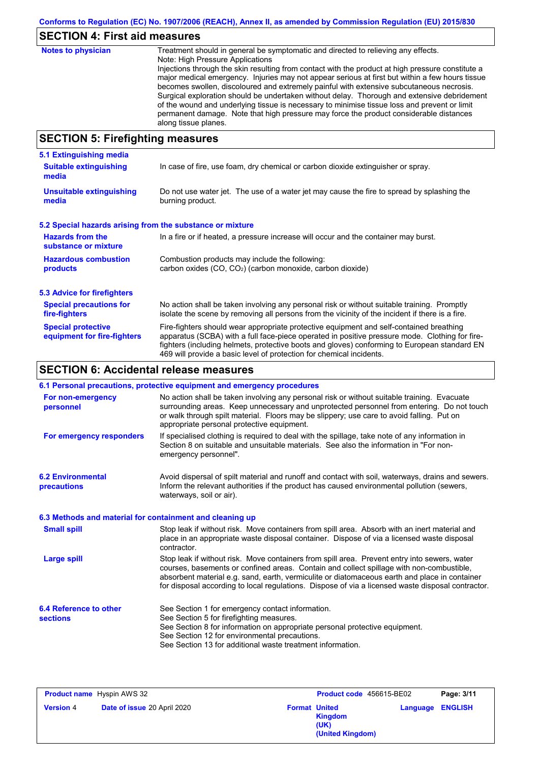## SECTION 4: First aid measures

**Notes to physician**

Treatment should in general be symptomatic and directed to relieving any effects.
Note: High Pressure Applications
Injections through the skin resulting from contact with the product at high pressure constitute a major medical emergency. Injuries may not appear serious at first but within a few hours tissue becomes swollen, discoloured and extremely painful with extensive subcutaneous necrosis. Surgical exploration should be undertaken without delay. Thorough and extensive debridement of the wound and underlying tissue is necessary to minimise tissue loss and prevent or limit permanent damage. Note that high pressure may force the product considerable distances along tissue planes.

## SECTION 5: Firefighting measures

### 5.1 Extinguishing media

**Suitable extinguishing media**

In case of fire, use foam, dry chemical or carbon dioxide extinguisher or spray.

**Unsuitable extinguishing media**

Do not use water jet. The use of a water jet may cause the fire to spread by splashing the burning product.

### 5.2 Special hazards arising from the substance or mixture

**Hazards from the substance or mixture**

In a fire or if heated, a pressure increase will occur and the container may burst.

**Hazardous combustion products**

Combustion products may include the following:
carbon oxides (CO, $CO_2$) (carbon monoxide, carbon dioxide)

### 5.3 Advice for firefighters

**Special precautions for fire-fighters**

No action shall be taken involving any personal risk or without suitable training. Promptly isolate the scene by removing all persons from the vicinity of the incident if there is a fire.

**Special protective equipment for fire-fighters**

Fire-fighters should wear appropriate protective equipment and self-contained breathing apparatus (SCBA) with a full face-piece operated in positive pressure mode. Clothing for fire-fighters (including helmets, protective boots and gloves) conforming to European standard EN 469 will provide a basic level of protection for chemical incidents.

## SECTION 6: Accidental release measures

### 6.1 Personal precautions, protective equipment and emergency procedures

**For non-emergency personnel**

No action shall be taken involving any personal risk or without suitable training. Evacuate surrounding areas. Keep unnecessary and unprotected personnel from entering. Do not touch or walk through spilt material. Floors may be slippery; use care to avoid falling. Put on appropriate personal protective equipment.

**For emergency responders**

If specialised clothing is required to deal with the spillage, take note of any information in Section 8 on suitable and unsuitable materials. See also the information in "For non-emergency personnel".

### 6.2 Environmental precautions

Avoid dispersal of spilt material and runoff and contact with soil, waterways, drains and sewers. Inform the relevant authorities if the product has caused environmental pollution (sewers, waterways, soil or air).

### 6.3 Methods and material for containment and cleaning up

**Small spill**

Stop leak if without risk. Move containers from spill area. Absorb with an inert material and place in an appropriate waste disposal container. Dispose of via a licensed waste disposal contractor.

**Large spill**

Stop leak if without risk. Move containers from spill area. Prevent entry into sewers, water courses, basements or confined areas. Contain and collect spillage with non-combustible, absorbent material e.g. sand, earth, vermiculite or diatomaceous earth and place in container for disposal according to local regulations. Dispose of via a licensed waste disposal contractor.

### 6.4 Reference to other sections

See Section 1 for emergency contact information.
See Section 5 for firefighting measures.
See Section 8 for information on appropriate personal protective equipment.
See Section 12 for environmental precautions.
See Section 13 for additional waste treatment information.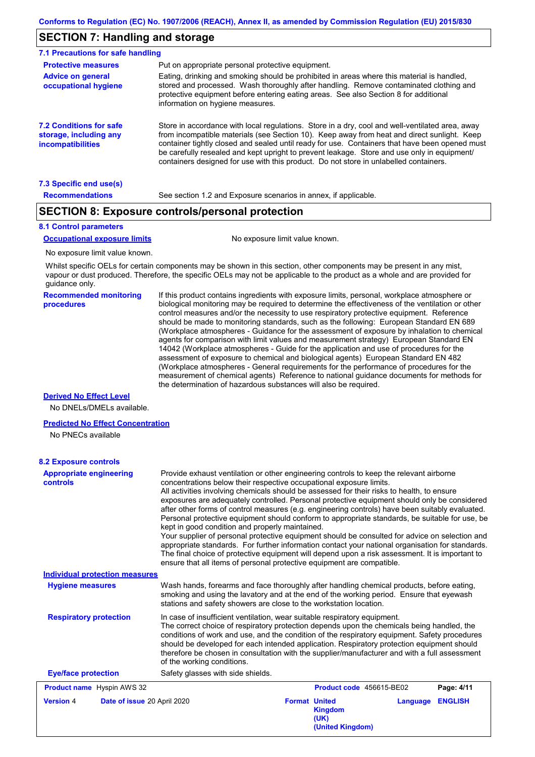## SECTION 7: Handling and storage

### 7.1 Precautions for safe handling

**Protective measures**
Put on appropriate personal protective equipment.

**Advice on general occupational hygiene**
Eating, drinking and smoking should be prohibited in areas where this material is handled, stored and processed. Wash thoroughly after handling. Remove contaminated clothing and protective equipment before entering eating areas. See also Section 8 for additional information on hygiene measures.

**7.2 Conditions for safe storage, including any incompatibilities**
Store in accordance with local regulations. Store in a dry, cool and well-ventilated area, away from incompatible materials (see Section 10). Keep away from heat and direct sunlight. Keep container tightly closed and sealed until ready for use. Containers that have been opened must be carefully resealed and kept upright to prevent leakage. Store and use only in equipment/ containers designed for use with this product. Do not store in unlabelled containers.

### 7.3 Specific end use(s)

**Recommendations**
See section 1.2 and Exposure scenarios in annex, if applicable.

## SECTION 8: Exposure controls/personal protection

### 8.1 Control parameters

**Occupational exposure limits**
No exposure limit value known.

No exposure limit value known.

Whilst specific OELs for certain components may be shown in this section, other components may be present in any mist, vapour or dust produced. Therefore, the specific OELs may not be applicable to the product as a whole and are provided for guidance only.

**Recommended monitoring procedures**
If this product contains ingredients with exposure limits, personal, workplace atmosphere or biological monitoring may be required to determine the effectiveness of the ventilation or other control measures and/or the necessity to use respiratory protective equipment. Reference should be made to monitoring standards, such as the following: European Standard EN 689 (Workplace atmospheres - Guidance for the assessment of exposure by inhalation to chemical agents for comparison with limit values and measurement strategy) European Standard EN 14042 (Workplace atmospheres - Guide for the application and use of procedures for the assessment of exposure to chemical and biological agents) European Standard EN 482 (Workplace atmospheres - General requirements for the performance of procedures for the measurement of chemical agents) Reference to national guidance documents for methods for the determination of hazardous substances will also be required.

**Derived No Effect Level**

No DNELs/DMELs available.

**Predicted No Effect Concentration**

No PNECs available

### 8.2 Exposure controls

**Appropriate engineering controls**
Provide exhaust ventilation or other engineering controls to keep the relevant airborne concentrations below their respective occupational exposure limits.
All activities involving chemicals should be assessed for their risks to health, to ensure exposures are adequately controlled. Personal protective equipment should only be considered after other forms of control measures (e.g. engineering controls) have been suitably evaluated. Personal protective equipment should conform to appropriate standards, be suitable for use, be kept in good condition and properly maintained.
Your supplier of personal protective equipment should be consulted for advice on selection and appropriate standards. For further information contact your national organisation for standards.
The final choice of protective equipment will depend upon a risk assessment. It is important to ensure that all items of personal protective equipment are compatible.

**Individual protection measures**

**Hygiene measures**
Wash hands, forearms and face thoroughly after handling chemical products, before eating, smoking and using the lavatory and at the end of the working period. Ensure that eyewash stations and safety showers are close to the workstation location.

**Respiratory protection**
In case of insufficient ventilation, wear suitable respiratory equipment.
The correct choice of respiratory protection depends upon the chemicals being handled, the conditions of work and use, and the condition of the respiratory equipment. Safety procedures should be developed for each intended application. Respiratory protection equipment should therefore be chosen in consultation with the supplier/manufacturer and with a full assessment of the working conditions.

**Eye/face protection**
Safety glasses with side shields.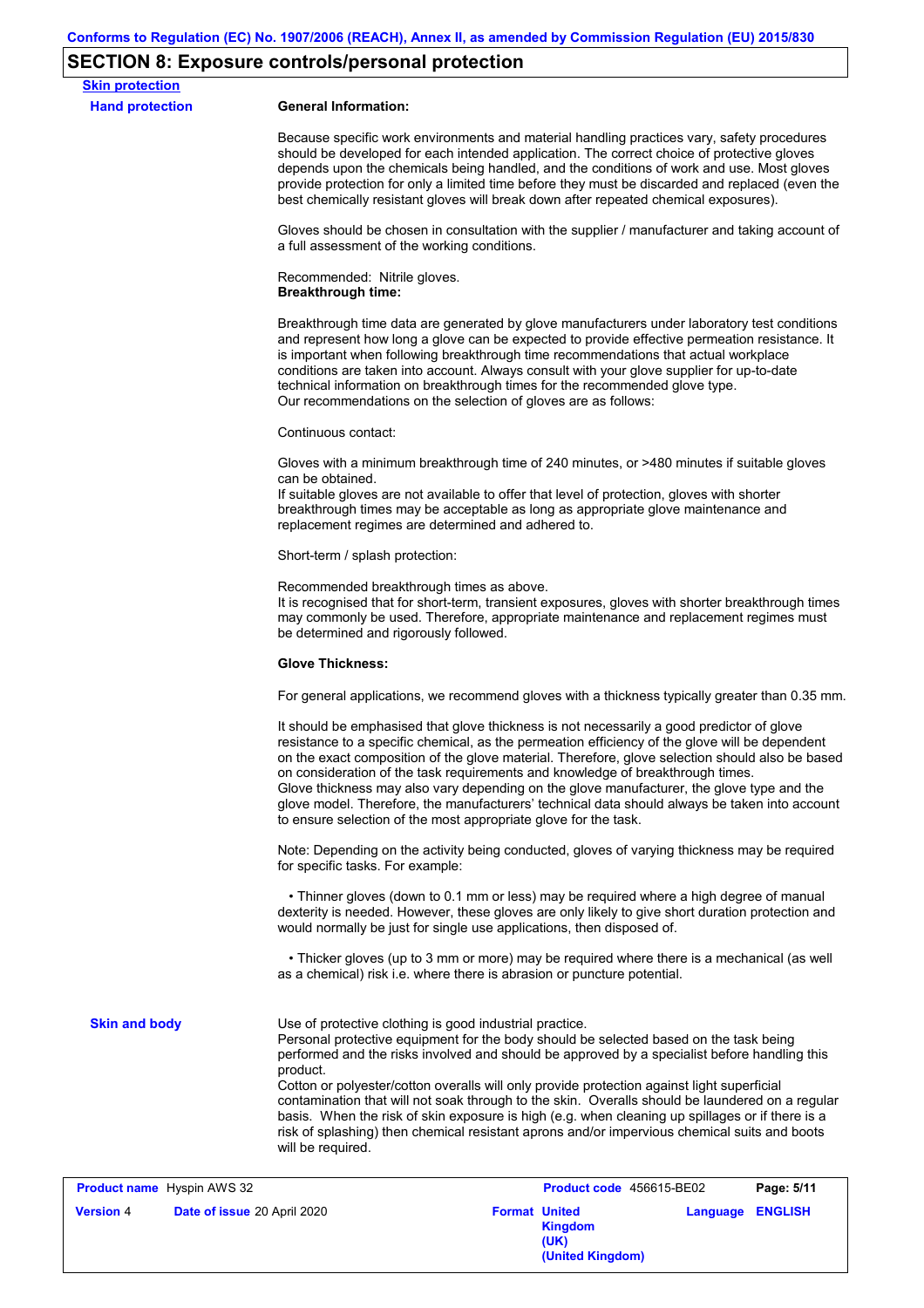## SECTION 8: Exposure controls/personal protection

**Skin protection**

**Hand protection**

**General Information:**

Because specific work environments and material handling practices vary, safety procedures should be developed for each intended application. The correct choice of protective gloves depends upon the chemicals being handled, and the conditions of work and use. Most gloves provide protection for only a limited time before they must be discarded and replaced (even the best chemically resistant gloves will break down after repeated chemical exposures).

Gloves should be chosen in consultation with the supplier / manufacturer and taking account of a full assessment of the working conditions.

Recommended: Nitrile gloves.

**Breakthrough time:**

Breakthrough time data are generated by glove manufacturers under laboratory test conditions and represent how long a glove can be expected to provide effective permeation resistance. It is important when following breakthrough time recommendations that actual workplace conditions are taken into account. Always consult with your glove supplier for up-to-date technical information on breakthrough times for the recommended glove type.
Our recommendations on the selection of gloves are as follows:

Continuous contact:

Gloves with a minimum breakthrough time of 240 minutes, or >480 minutes if suitable gloves can be obtained.
If suitable gloves are not available to offer that level of protection, gloves with shorter breakthrough times may be acceptable as long as appropriate glove maintenance and replacement regimes are determined and adhered to.

Short-term / splash protection:

Recommended breakthrough times as above.
It is recognised that for short-term, transient exposures, gloves with shorter breakthrough times may commonly be used. Therefore, appropriate maintenance and replacement regimes must be determined and rigorously followed.

**Glove Thickness:**

For general applications, we recommend gloves with a thickness typically greater than 0.35 mm.

It should be emphasised that glove thickness is not necessarily a good predictor of glove resistance to a specific chemical, as the permeation efficiency of the glove will be dependent on the exact composition of the glove material. Therefore, glove selection should also be based on consideration of the task requirements and knowledge of breakthrough times.
Glove thickness may also vary depending on the glove manufacturer, the glove type and the glove model. Therefore, the manufacturers' technical data should always be taken into account to ensure selection of the most appropriate glove for the task.

Note: Depending on the activity being conducted, gloves of varying thickness may be required for specific tasks. For example:

- Thinner gloves (down to 0.1 mm or less) may be required where a high degree of manual dexterity is needed. However, these gloves are only likely to give short duration protection and would normally be just for single use applications, then disposed of.

- Thicker gloves (up to 3 mm or more) may be required where there is a mechanical (as well as a chemical) risk i.e. where there is abrasion or puncture potential.

**Skin and body**

Use of protective clothing is good industrial practice.
Personal protective equipment for the body should be selected based on the task being performed and the risks involved and should be approved by a specialist before handling this product.
Cotton or polyester/cotton overalls will only provide protection against light superficial contamination that will not soak through to the skin. Overalls should be laundered on a regular basis. When the risk of skin exposure is high (e.g. when cleaning up spillages or if there is a risk of splashing) then chemical resistant aprons and/or impervious chemical suits and boots will be required.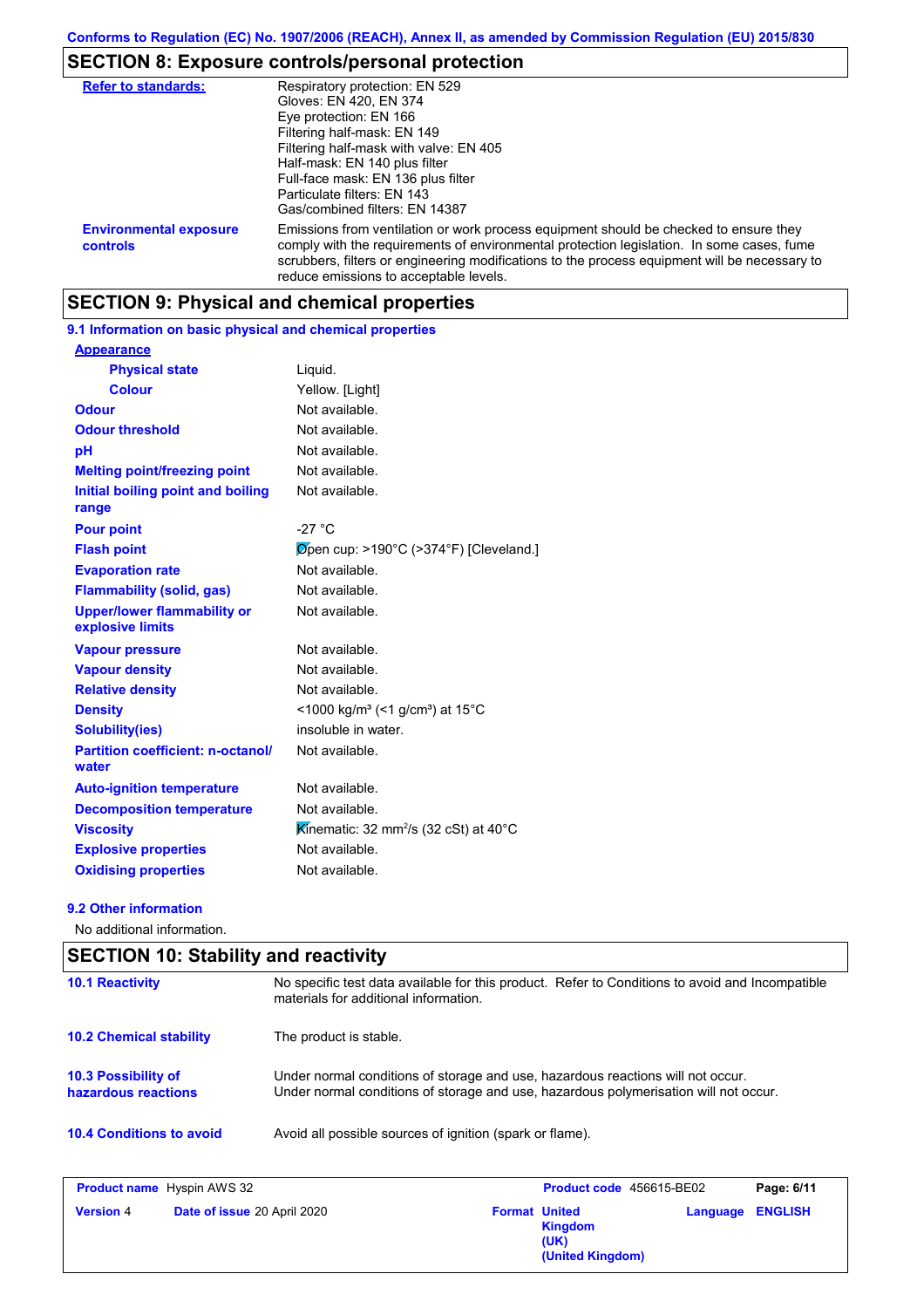## SECTION 8: Exposure controls/personal protection

| | |
|---|---|
| **Refer to standards:** | Respiratory protection: EN 529<br>Gloves: EN 420, EN 374<br>Eye protection: EN 166<br>Filtering half-mask: EN 149<br>Filtering half-mask with valve: EN 405<br>Half-mask: EN 140 plus filter<br>Full-face mask: EN 136 plus filter<br>Particulate filters: EN 143<br>Gas/combined filters: EN 14387 |
| **Environmental exposure controls** | Emissions from ventilation or work process equipment should be checked to ensure they comply with the requirements of environmental protection legislation. In some cases, fume scrubbers, filters or engineering modifications to the process equipment will be necessary to reduce emissions to acceptable levels. |

## SECTION 9: Physical and chemical properties

### 9.1 Information on basic physical and chemical properties

| | |
|---|---|
| **Appearance** | |
| **Physical state** | Liquid. |
| **Colour** | Yellow. [Light] |
| **Odour** | Not available. |
| **Odour threshold** | Not available. |
| **pH** | Not available. |
| **Melting point/freezing point** | Not available. |
| **Initial boiling point and boiling range** | Not available. |
| **Pour point** | -27 °C |
| **Flash point** | Open cup: >190°C (>374°F) [Cleveland.] |
| **Evaporation rate** | Not available. |
| **Flammability (solid, gas)** | Not available. |
| **Upper/lower flammability or explosive limits** | Not available. |
| **Vapour pressure** | Not available. |
| **Vapour density** | Not available. |
| **Relative density** | Not available. |
| **Density** | <1000 kg/m³ (<1 g/cm³) at 15°C |
| **Solubility(ies)** | insoluble in water. |
| **Partition coefficient: n-octanol/water** | Not available. |
| **Auto-ignition temperature** | Not available. |
| **Decomposition temperature** | Not available. |
| **Viscosity** | Kinematic: 32 $mm^2/s$ (32 cSt) at 40°C |
| **Explosive properties** | Not available. |
| **Oxidising properties** | Not available. |

### 9.2 Other information

No additional information.

## SECTION 10: Stability and reactivity

| | |
|---|---|
| **10.1 Reactivity** | No specific test data available for this product. Refer to Conditions to avoid and Incompatible materials for additional information. |
| **10.2 Chemical stability** | The product is stable. |
| **10.3 Possibility of hazardous reactions** | Under normal conditions of storage and use, hazardous reactions will not occur.<br>Under normal conditions of storage and use, hazardous polymerisation will not occur. |
| **10.4 Conditions to avoid** | Avoid all possible sources of ignition (spark or flame). |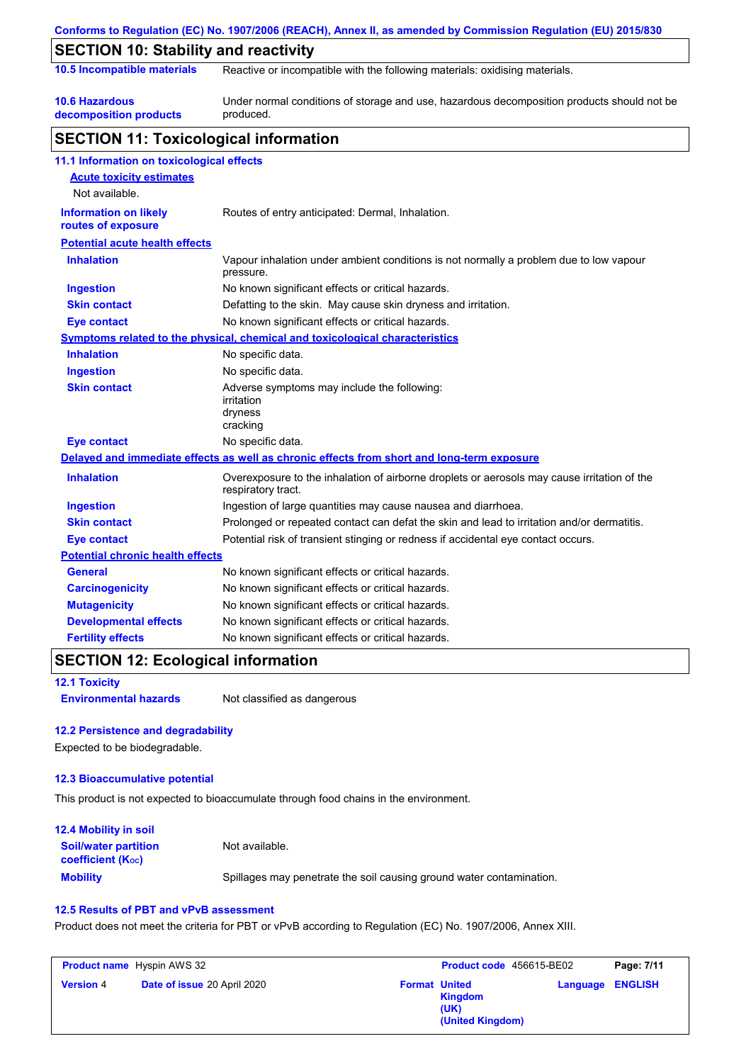## SECTION 10: Stability and reactivity

| | |
|---|---|
| **10.5 Incompatible materials** | Reactive or incompatible with the following materials: oxidising materials. |
| **10.6 Hazardous decomposition products** | Under normal conditions of storage and use, hazardous decomposition products should not be produced. |

## SECTION 11: Toxicological information

### 11.1 Information on toxicological effects

**Acute toxicity estimates**

Not available.

| | |
|---|---|
| **Information on likely routes of exposure** | Routes of entry anticipated: Dermal, Inhalation. |

**Potential acute health effects**

| | |
|---|---|
| **Inhalation** | Vapour inhalation under ambient conditions is not normally a problem due to low vapour pressure. |
| **Ingestion** | No known significant effects or critical hazards. |
| **Skin contact** | Defatting to the skin. May cause skin dryness and irritation. |
| **Eye contact** | No known significant effects or critical hazards. |

**Symptoms related to the physical, chemical and toxicological characteristics**

| | |
|---|---|
| **Inhalation** | No specific data. |
| **Ingestion** | No specific data. |
| **Skin contact** | Adverse symptoms may include the following:<br>irritation<br>dryness<br>cracking |
| **Eye contact** | No specific data. |

**Delayed and immediate effects as well as chronic effects from short and long-term exposure**

| | |
|---|---|
| **Inhalation** | Overexposure to the inhalation of airborne droplets or aerosols may cause irritation of the respiratory tract. |
| **Ingestion** | Ingestion of large quantities may cause nausea and diarrhoea. |
| **Skin contact** | Prolonged or repeated contact can defat the skin and lead to irritation and/or dermatitis. |
| **Eye contact** | Potential risk of transient stinging or redness if accidental eye contact occurs. |

**Potential chronic health effects**

| | |
|---|---|
| **General** | No known significant effects or critical hazards. |
| **Carcinogenicity** | No known significant effects or critical hazards. |
| **Mutagenicity** | No known significant effects or critical hazards. |
| **Developmental effects** | No known significant effects or critical hazards. |
| **Fertility effects** | No known significant effects or critical hazards. |

## SECTION 12: Ecological information

### 12.1 Toxicity

| | |
|---|---|
| **Environmental hazards** | Not classified as dangerous |

### 12.2 Persistence and degradability

Expected to be biodegradable.

### 12.3 Bioaccumulative potential

This product is not expected to bioaccumulate through food chains in the environment.

### 12.4 Mobility in soil

| | |
|---|---|
| **Soil/water partition coefficient ($K_{OC}$)** | Not available. |
| **Mobility** | Spillages may penetrate the soil causing ground water contamination. |

### 12.5 Results of PBT and vPvB assessment

Product does not meet the criteria for PBT or vPvB according to Regulation (EC) No. 1907/2006, Annex XIII.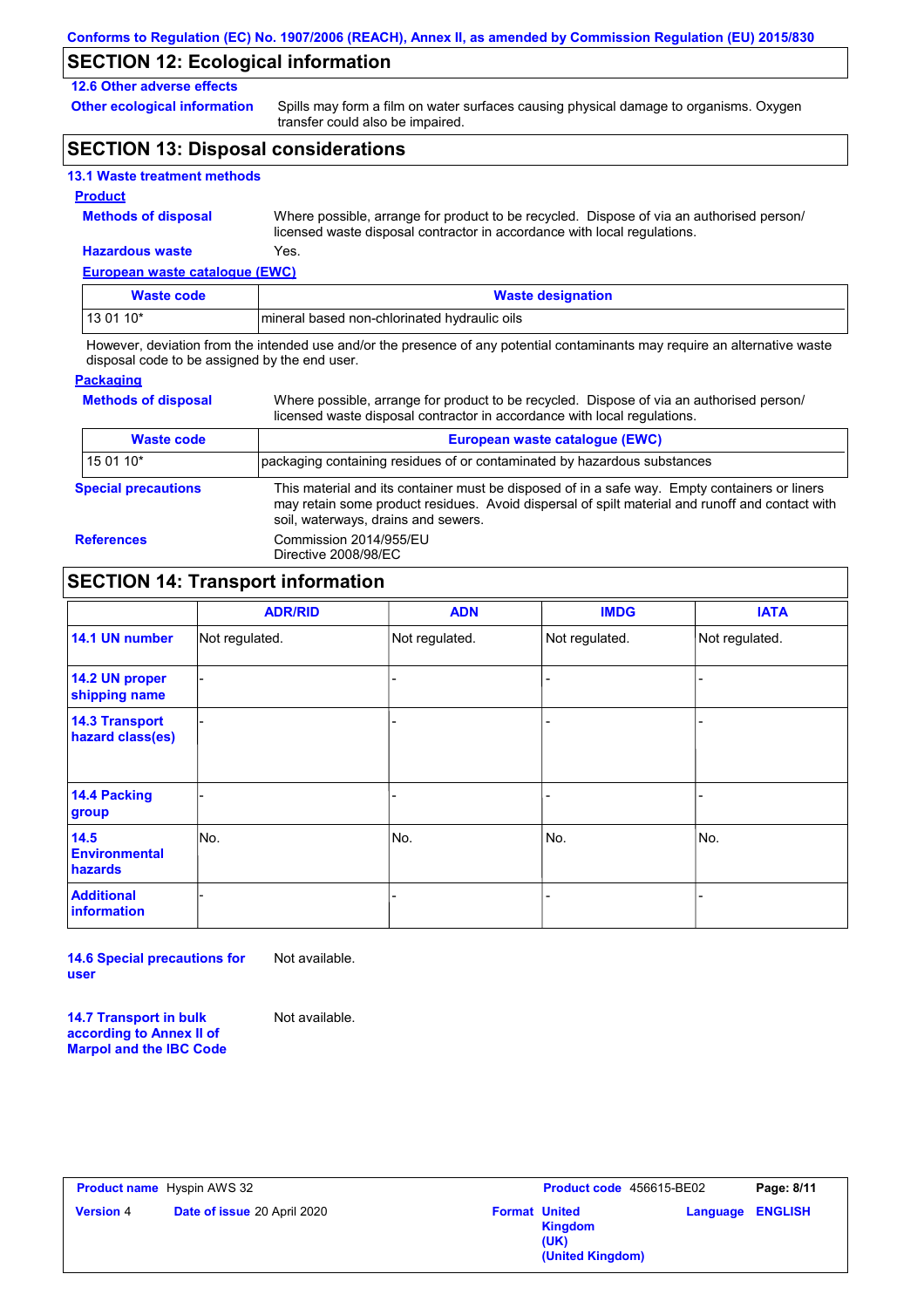## SECTION 12: Ecological information

### 12.6 Other adverse effects

**Other ecological information** Spills may form a film on water surfaces causing physical damage to organisms. Oxygen transfer could also be impaired.

## SECTION 13: Disposal considerations

### 13.1 Waste treatment methods

**Product**

**Methods of disposal** Where possible, arrange for product to be recycled. Dispose of via an authorised person/ licensed waste disposal contractor in accordance with local regulations.

**Hazardous waste** Yes.

**European waste catalogue (EWC)**

| Waste code | Waste designation |
|---|---|
| 13 01 10* | mineral based non-chlorinated hydraulic oils |

However, deviation from the intended use and/or the presence of any potential contaminants may require an alternative waste disposal code to be assigned by the end user.

**Packaging**

**Methods of disposal** Where possible, arrange for product to be recycled. Dispose of via an authorised person/ licensed waste disposal contractor in accordance with local regulations.

| Waste code | European waste catalogue (EWC) |
|---|---|
| 15 01 10* | packaging containing residues of or contaminated by hazardous substances |

**Special precautions** This material and its container must be disposed of in a safe way. Empty containers or liners may retain some product residues. Avoid dispersal of spilt material and runoff and contact with soil, waterways, drains and sewers.

**References** Commission 2014/955/EU
Directive 2008/98/EC

## SECTION 14: Transport information

| | ADR/RID | ADN | IMDG | IATA |
|---|---|---|---|---|
| **14.1 UN number** | Not regulated. | Not regulated. | Not regulated. | Not regulated. |
| **14.2 UN proper shipping name** | - | - | - | - |
| **14.3 Transport hazard class(es)** | - | - | - | - |
| **14.4 Packing group** | - | - | - | - |
| **14.5 Environmental hazards** | No. | No. | No. | No. |
| **Additional information** | - | - | - | - |

**14.6 Special precautions for user** Not available.

**14.7 Transport in bulk according to Annex II of Marpol and the IBC Code** Not available.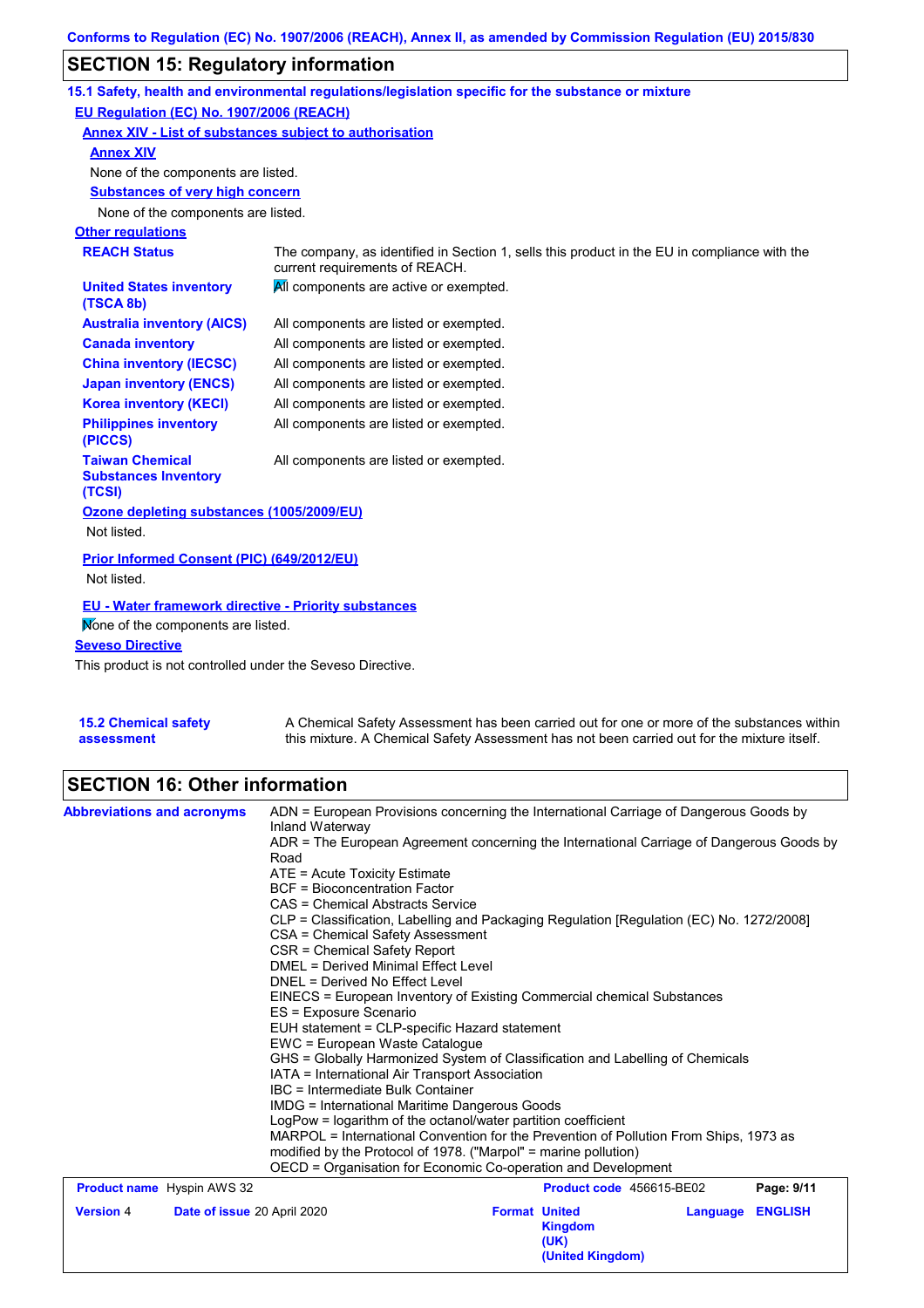Conforms to Regulation (EC) No. 1907/2006 (REACH), Annex II, as amended by Commission Regulation (EU) 2015/830

## SECTION 15: Regulatory information

### 15.1 Safety, health and environmental regulations/legislation specific for the substance or mixture

**EU Regulation (EC) No. 1907/2006 (REACH)**

**Annex XIV - List of substances subject to authorisation**

**Annex XIV**

None of the components are listed.

**Substances of very high concern**

None of the components are listed.

**Other regulations**

| | |
|---|---|
| **REACH Status** | The company, as identified in Section 1, sells this product in the EU in compliance with the current requirements of REACH. |
| **United States inventory (TSCA 8b)** | All components are active or exempted. |
| **Australia inventory (AICS)** | All components are listed or exempted. |
| **Canada inventory** | All components are listed or exempted. |
| **China inventory (IECSC)** | All components are listed or exempted. |
| **Japan inventory (ENCS)** | All components are listed or exempted. |
| **Korea inventory (KECI)** | All components are listed or exempted. |
| **Philippines inventory (PICCS)** | All components are listed or exempted. |
| **Taiwan Chemical Substances Inventory (TCSI)** | All components are listed or exempted. |

**Ozone depleting substances (1005/2009/EU)**

Not listed.

**Prior Informed Consent (PIC) (649/2012/EU)**

Not listed.

**EU - Water framework directive - Priority substances**

None of the components are listed.

**Seveso Directive**

This product is not controlled under the Seveso Directive.

**15.2 Chemical safety assessment**

A Chemical Safety Assessment has been carried out for one or more of the substances within this mixture. A Chemical Safety Assessment has not been carried out for the mixture itself.

## SECTION 16: Other information

**Abbreviations and acronyms**

ADN = European Provisions concerning the International Carriage of Dangerous Goods by Inland Waterway
ADR = The European Agreement concerning the International Carriage of Dangerous Goods by Road
ATE = Acute Toxicity Estimate
BCF = Bioconcentration Factor
CAS = Chemical Abstracts Service
CLP = Classification, Labelling and Packaging Regulation [Regulation (EC) No. 1272/2008]
CSA = Chemical Safety Assessment
CSR = Chemical Safety Report
DMEL = Derived Minimal Effect Level
DNEL = Derived No Effect Level
EINECS = European Inventory of Existing Commercial chemical Substances
ES = Exposure Scenario
EUH statement = CLP-specific Hazard statement
EWC = European Waste Catalogue
GHS = Globally Harmonized System of Classification and Labelling of Chemicals
IATA = International Air Transport Association
IBC = Intermediate Bulk Container
IMDG = International Maritime Dangerous Goods
LogPow = logarithm of the octanol/water partition coefficient
MARPOL = International Convention for the Prevention of Pollution From Ships, 1973 as modified by the Protocol of 1978. ("Marpol" = marine pollution)
OECD = Organisation for Economic Co-operation and Development

| | | | |
|---|---|---|---|
| **Product name** Hyspin AWS 32 | | **Product code** 456615-BE02 | |
| **Version** 4 | **Date of issue** 20 April 2020 | **Format** United Kingdom (UK) (United Kingdom) | **Language** ENGLISH |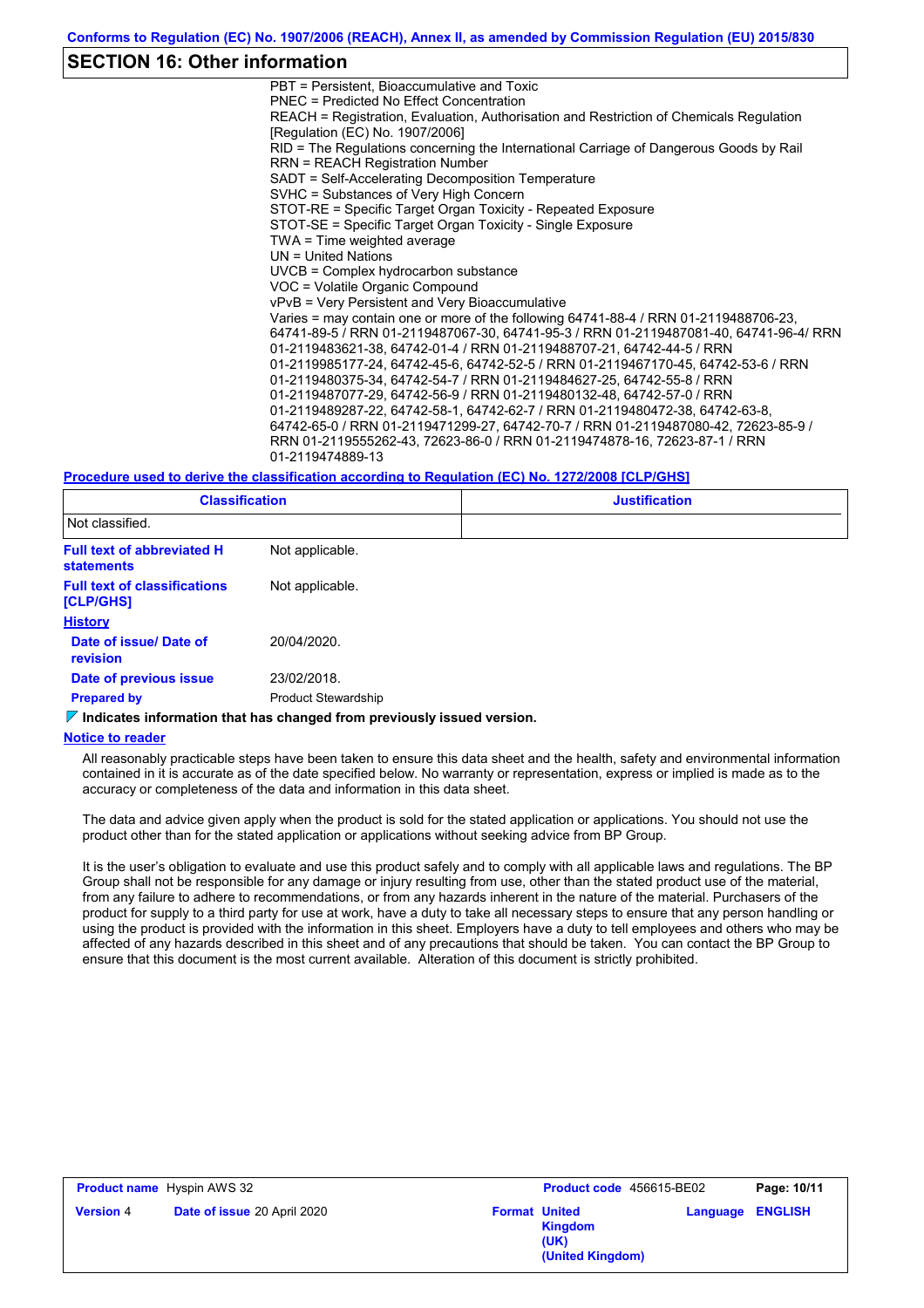## SECTION 16: Other information

PBT = Persistent, Bioaccumulative and Toxic
PNEC = Predicted No Effect Concentration
REACH = Registration, Evaluation, Authorisation and Restriction of Chemicals Regulation [Regulation (EC) No. 1907/2006]
RID = The Regulations concerning the International Carriage of Dangerous Goods by Rail
RRN = REACH Registration Number
SADT = Self-Accelerating Decomposition Temperature
SVHC = Substances of Very High Concern
STOT-RE = Specific Target Organ Toxicity - Repeated Exposure
STOT-SE = Specific Target Organ Toxicity - Single Exposure
TWA = Time weighted average
UN = United Nations
UVCB = Complex hydrocarbon substance
VOC = Volatile Organic Compound
vPvB = Very Persistent and Very Bioaccumulative
Varies = may contain one or more of the following 64741-88-4 / RRN 01-2119488706-23, 64741-89-5 / RRN 01-2119487067-30, 64741-95-3 / RRN 01-2119487081-40, 64741-96-4/ RRN 01-2119483621-38, 64742-01-4 / RRN 01-2119488707-21, 64742-44-5 / RRN 01-2119985177-24, 64742-45-6, 64742-52-5 / RRN 01-2119467170-45, 64742-53-6 / RRN 01-2119480375-34, 64742-54-7 / RRN 01-2119484627-25, 64742-55-8 / RRN 01-2119487077-29, 64742-56-9 / RRN 01-2119480132-48, 64742-57-0 / RRN 01-2119489287-22, 64742-58-1, 64742-62-7 / RRN 01-2119480472-38, 64742-63-8, 64742-65-0 / RRN 01-2119471299-27, 64742-70-7 / RRN 01-2119487080-42, 72623-85-9 / RRN 01-2119555262-43, 72623-86-0 / RRN 01-2119474878-16, 72623-87-1 / RRN 01-2119474889-13

**Procedure used to derive the classification according to Regulation (EC) No. 1272/2008 [CLP/GHS]**

| Classification | Justification |
| --- | --- |
| Not classified. | |

**Full text of abbreviated H statements**: Not applicable.

**Full text of classifications [CLP/GHS]**: Not applicable.

**History**

**Date of issue/ Date of revision**: 20/04/2020.

**Date of previous issue**: 23/02/2018.

**Prepared by**: Product Stewardship

**Indicates information that has changed from previously issued version.**

**Notice to reader**

All reasonably practicable steps have been taken to ensure this data sheet and the health, safety and environmental information contained in it is accurate as of the date specified below. No warranty or representation, express or implied is made as to the accuracy or completeness of the data and information in this data sheet.

The data and advice given apply when the product is sold for the stated application or applications. You should not use the product other than for the stated application or applications without seeking advice from BP Group.

It is the user's obligation to evaluate and use this product safely and to comply with all applicable laws and regulations. The BP Group shall not be responsible for any damage or injury resulting from use, other than the stated product use of the material, from any failure to adhere to recommendations, or from any hazards inherent in the nature of the material. Purchasers of the product for supply to a third party for use at work, have a duty to take all necessary steps to ensure that any person handling or using the product is provided with the information in this sheet. Employers have a duty to tell employees and others who may be affected of any hazards described in this sheet and of any precautions that should be taken. You can contact the BP Group to ensure that this document is the most current available. Alteration of this document is strictly prohibited.